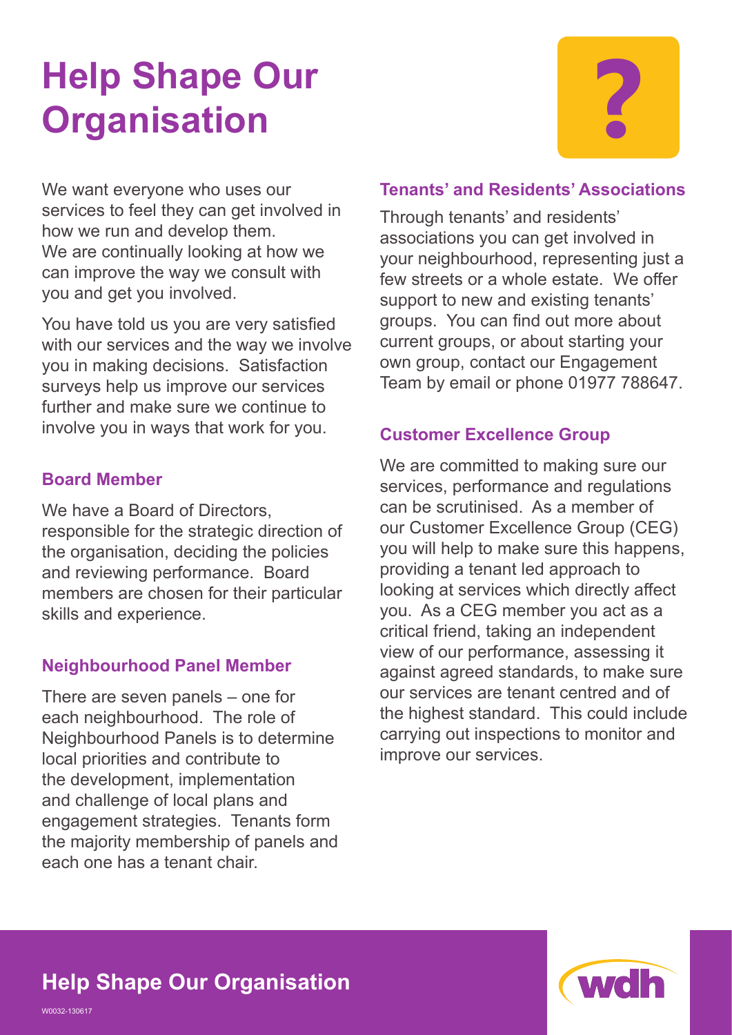# Help Shape Our Organisation

We want everyone who uses our services to feel they can get involved in how we run and develop them. We are continually looking at how we can improve the way we consult with you and get you involved.

You have told us you are very satisfied with our services and the way we involve you in making decisions. Satisfaction surveys help us improve our services further and make sure we continue to involve you in ways that work for you.

### Board Member

We have a Board of Directors, responsible for the strategic direction of the organisation, deciding the policies and reviewing performance. Board members are chosen for their particular skills and experience.

### Neighbourhood Panel Member

There are seven panels – one for each neighbourhood. The role of Neighbourhood Panels is to determine local priorities and contribute to the development, implementation and challenge of local plans and engagement strategies. Tenants form the majority membership of panels and each one has a tenant chair.

### Tenants' and Residents' Associations

Through tenants' and residents' associations you can get involved in your neighbourhood, representing just a few streets or a whole estate. We offer support to new and existing tenants' groups. You can find out more about current groups, or about starting your own group, contact our Engagement Team by email or phone 01977 788647.

### Customer Excellence Group

We are committed to making sure our services, performance and regulations can be scrutinised. As a member of our Customer Excellence Group (CEG) you will help to make sure this happens, providing a tenant led approach to looking at services which directly affect you. As a CEG member you act as a critical friend, taking an independent view of our performance, assessing it against agreed standards, to make sure our services are tenant centred and of the highest standard. This could include carrying out inspections to monitor and improve our services.

W0032-130617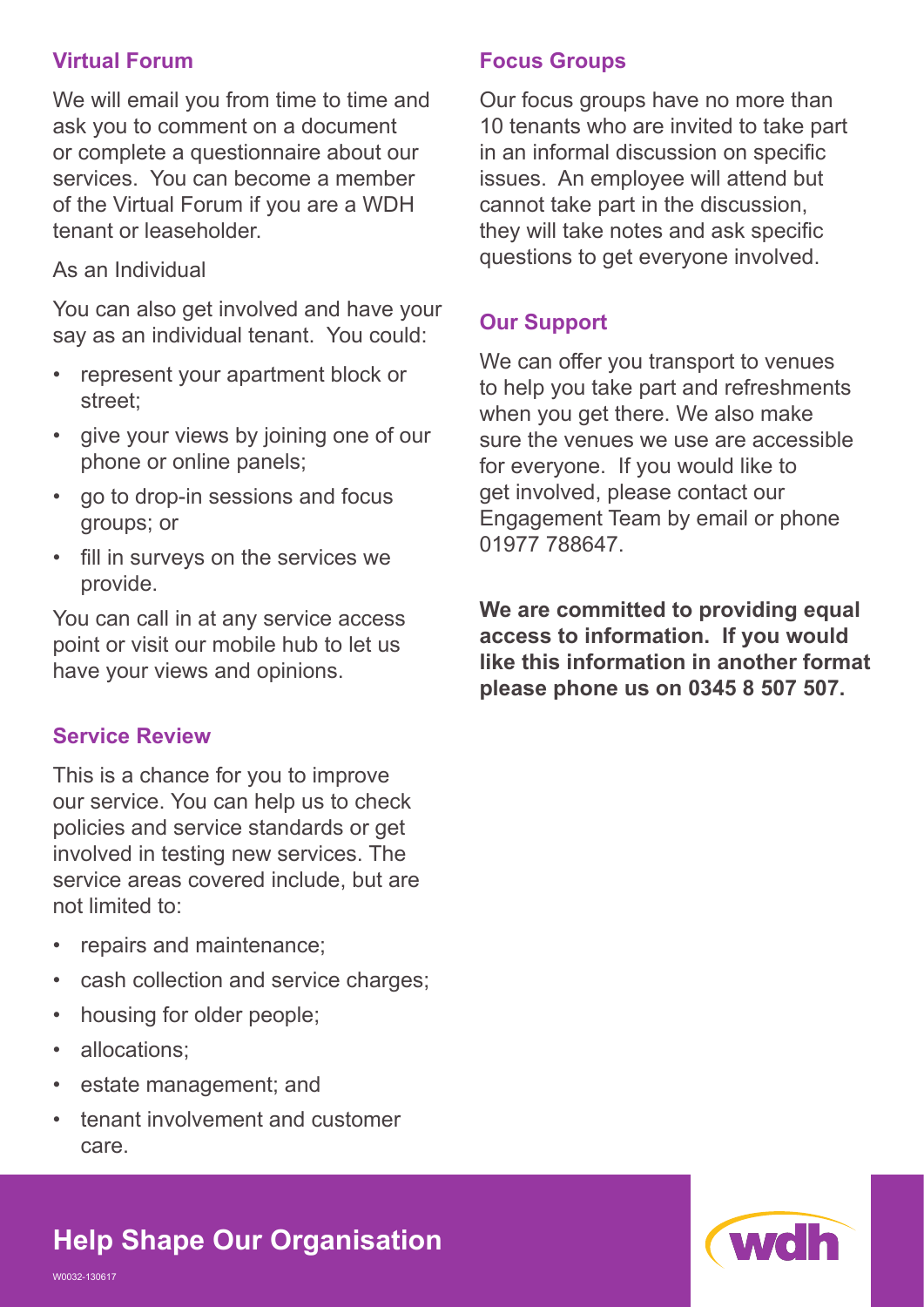## Virtual Forum

We will email you from time to time and ask you to comment on a document or complete a questionnaire about our services. You can become a member of the Virtual Forum if you are a WDH tenant or leaseholder.

As an Individual

You can also get involved and have your say as an individual tenant. You could:

- represent your apartment block or street;
- give your views by joining one of our phone or online panels;
- go to drop-in sessions and focus groups; or
- fill in surveys on the services we provide.

You can call in at any service access point or visit our mobile hub to let us have your views and opinions.

## Service Review

This is a chance for you to improve our service. You can help us to check policies and service standards or get involved in testing new services. The service areas covered include, but are not limited to:

- repairs and maintenance;
- cash collection and service charges;
- housing for older people;
- allocations;
- estate management; and
- tenant involvement and customer care.

## Focus Groups

Our focus groups have no more than 10 tenants who are invited to take part in an informal discussion on specific issues. An employee will attend but cannot take part in the discussion, they will take notes and ask specific questions to get everyone involved.

## Our Support

We can offer you transport to venues to help you take part and refreshments when you get there. We also make sure the venues we use are accessible for everyone. If you would like to get involved, please contact our Engagement Team by email or phone 01977 788647.

**We are committed to providing equal access to information. If you would like this information in another format please phone us on 0345 8 507 507.**

# Help Shape Our Organisation

wdh

W0032-130617